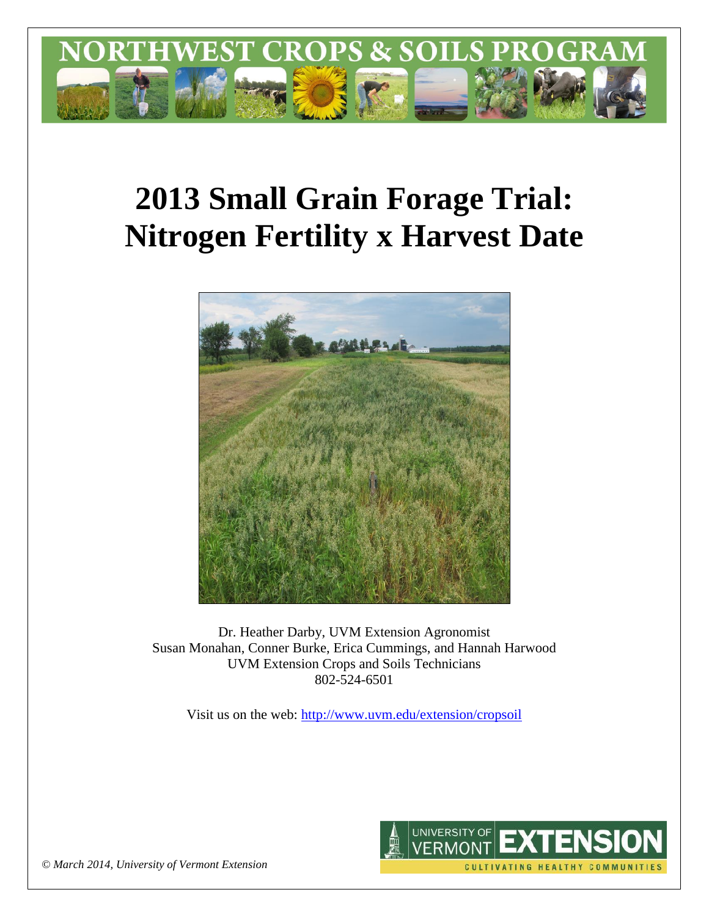NORTHWEST CROPS & SOILS PROGRAM

# 2013 Small Grain Forage Trial: Nitrogen Fertility x Harvest Date

Dr. Heather Darby, UVM Extension Agronomist
Susan Monahan, Conner Burke, Erica Cummings, and Hannah Harwood
UVM Extension Crops and Soils Technicians
802-524-6501

Visit us on the web: http://www.uvm.edu/extension/cropsoil

UNIVERSITY OF VERMONT EXTENSION
CULTIVATING HEALTHY COMMUNITIES

*© March 2014, University of Vermont Extension*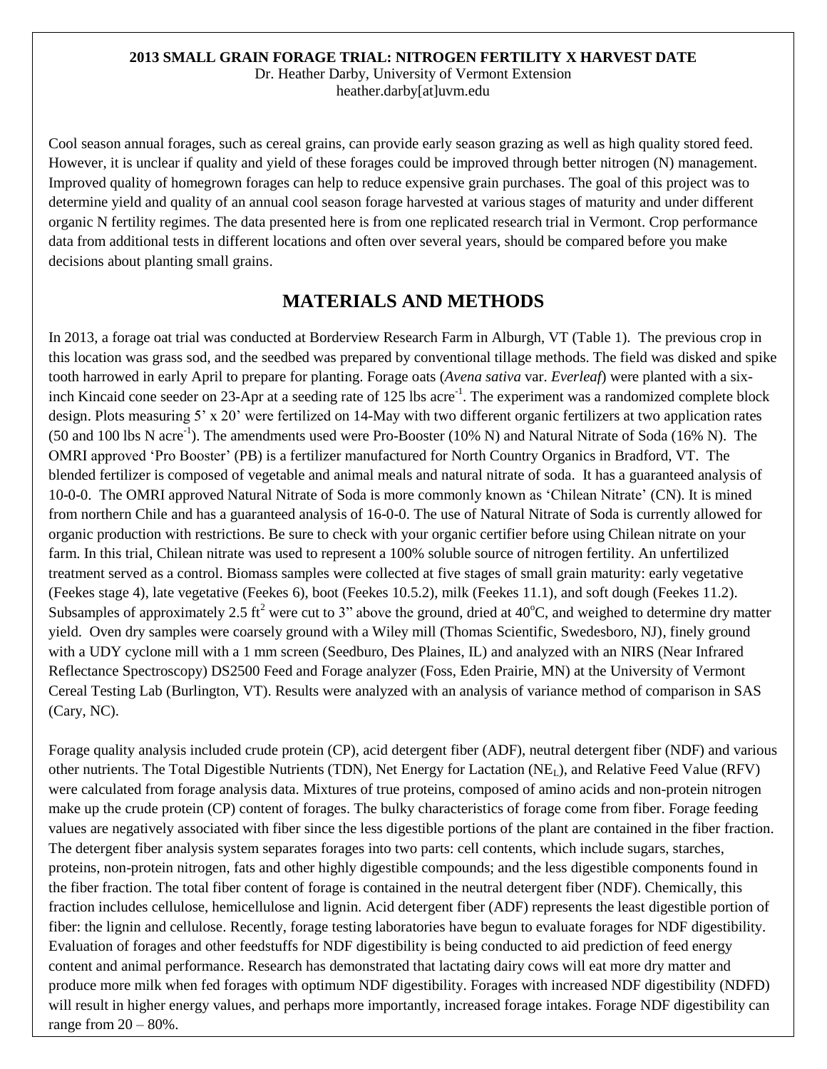**2013 SMALL GRAIN FORAGE TRIAL: NITROGEN FERTILITY X HARVEST DATE**
Dr. Heather Darby, University of Vermont Extension
heather.darby[at]uvm.edu

Cool season annual forages, such as cereal grains, can provide early season grazing as well as high quality stored feed. However, it is unclear if quality and yield of these forages could be improved through better nitrogen (N) management. Improved quality of homegrown forages can help to reduce expensive grain purchases. The goal of this project was to determine yield and quality of an annual cool season forage harvested at various stages of maturity and under different organic N fertility regimes. The data presented here is from one replicated research trial in Vermont. Crop performance data from additional tests in different locations and often over several years, should be compared before you make decisions about planting small grains.

## MATERIALS AND METHODS

In 2013, a forage oat trial was conducted at Borderview Research Farm in Alburgh, VT (Table 1). The previous crop in this location was grass sod, and the seedbed was prepared by conventional tillage methods. The field was disked and spike tooth harrowed in early April to prepare for planting. Forage oats (*Avena sativa* var. *Everleaf*) were planted with a six-inch Kincaid cone seeder on 23-Apr at a seeding rate of 125 lbs acre$^{-1}$. The experiment was a randomized complete block design. Plots measuring 5' x 20' were fertilized on 14-May with two different organic fertilizers at two application rates (50 and 100 lbs N acre$^{-1}$). The amendments used were Pro-Booster (10% N) and Natural Nitrate of Soda (16% N). The OMRI approved 'Pro Booster' (PB) is a fertilizer manufactured for North Country Organics in Bradford, VT. The blended fertilizer is composed of vegetable and animal meals and natural nitrate of soda. It has a guaranteed analysis of 10-0-0. The OMRI approved Natural Nitrate of Soda is more commonly known as 'Chilean Nitrate' (CN). It is mined from northern Chile and has a guaranteed analysis of 16-0-0. The use of Natural Nitrate of Soda is currently allowed for organic production with restrictions. Be sure to check with your organic certifier before using Chilean nitrate on your farm. In this trial, Chilean nitrate was used to represent a 100% soluble source of nitrogen fertility. An unfertilized treatment served as a control. Biomass samples were collected at five stages of small grain maturity: early vegetative (Feekes stage 4), late vegetative (Feekes 6), boot (Feekes 10.5.2), milk (Feekes 11.1), and soft dough (Feekes 11.2). Subsamples of approximately 2.5 ft$^2$ were cut to 3" above the ground, dried at 40$^o$C, and weighed to determine dry matter yield. Oven dry samples were coarsely ground with a Wiley mill (Thomas Scientific, Swedesboro, NJ), finely ground with a UDY cyclone mill with a 1 mm screen (Seedburo, Des Plaines, IL) and analyzed with an NIRS (Near Infrared Reflectance Spectroscopy) DS2500 Feed and Forage analyzer (Foss, Eden Prairie, MN) at the University of Vermont Cereal Testing Lab (Burlington, VT). Results were analyzed with an analysis of variance method of comparison in SAS (Cary, NC).

Forage quality analysis included crude protein (CP), acid detergent fiber (ADF), neutral detergent fiber (NDF) and various other nutrients. The Total Digestible Nutrients (TDN), Net Energy for Lactation ($NE_L$), and Relative Feed Value (RFV) were calculated from forage analysis data. Mixtures of true proteins, composed of amino acids and non-protein nitrogen make up the crude protein (CP) content of forages. The bulky characteristics of forage come from fiber. Forage feeding values are negatively associated with fiber since the less digestible portions of the plant are contained in the fiber fraction. The detergent fiber analysis system separates forages into two parts: cell contents, which include sugars, starches, proteins, non-protein nitrogen, fats and other highly digestible compounds; and the less digestible components found in the fiber fraction. The total fiber content of forage is contained in the neutral detergent fiber (NDF). Chemically, this fraction includes cellulose, hemicellulose and lignin. Acid detergent fiber (ADF) represents the least digestible portion of fiber: the lignin and cellulose. Recently, forage testing laboratories have begun to evaluate forages for NDF digestibility. Evaluation of forages and other feedstuffs for NDF digestibility is being conducted to aid prediction of feed energy content and animal performance. Research has demonstrated that lactating dairy cows will eat more dry matter and produce more milk when fed forages with optimum NDF digestibility. Forages with increased NDF digestibility (NDFD) will result in higher energy values, and perhaps more importantly, increased forage intakes. Forage NDF digestibility can range from 20 – 80%.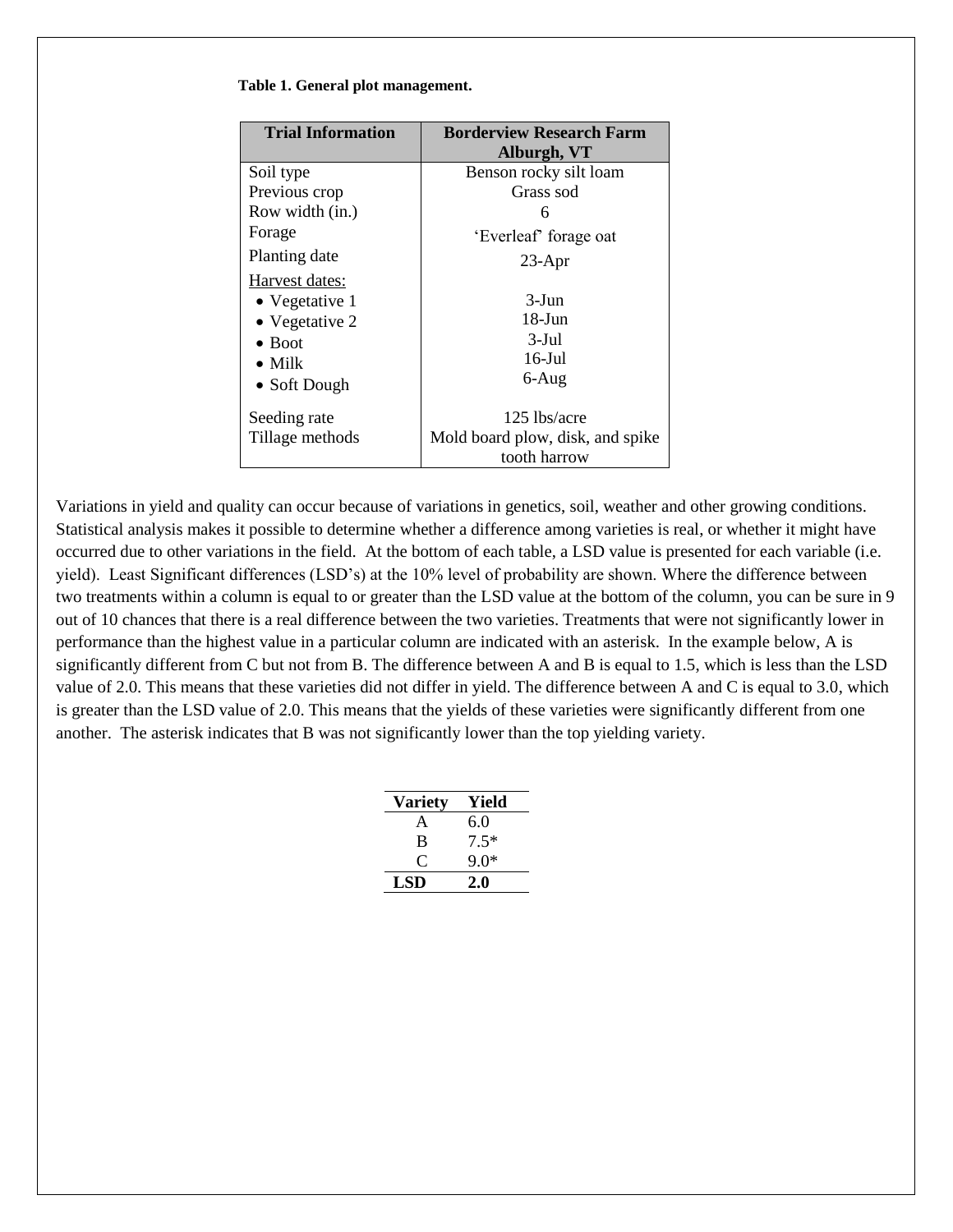**Table 1. General plot management.**

| Trial Information | Borderview Research Farm Alburgh, VT |
|---|---|
| Soil type | Benson rocky silt loam |
| Previous crop | Grass sod |
| Row width (in.) | 6 |
| Forage | 'Everleaf' forage oat |
| Planting date | 23-Apr |
| Harvest dates: | |
| • Vegetative 1 | 3-Jun |
| • Vegetative 2 | 18-Jun |
| • Boot | 3-Jul |
| • Milk | 16-Jul |
| • Soft Dough | 6-Aug |
| Seeding rate | 125 lbs/acre |
| Tillage methods | Mold board plow, disk, and spike tooth harrow |

Variations in yield and quality can occur because of variations in genetics, soil, weather and other growing conditions. Statistical analysis makes it possible to determine whether a difference among varieties is real, or whether it might have occurred due to other variations in the field. At the bottom of each table, a LSD value is presented for each variable (i.e. yield). Least Significant differences (LSD's) at the 10% level of probability are shown. Where the difference between two treatments within a column is equal to or greater than the LSD value at the bottom of the column, you can be sure in 9 out of 10 chances that there is a real difference between the two varieties. Treatments that were not significantly lower in performance than the highest value in a particular column are indicated with an asterisk. In the example below, A is significantly different from C but not from B. The difference between A and B is equal to 1.5, which is less than the LSD value of 2.0. This means that these varieties did not differ in yield. The difference between A and C is equal to 3.0, which is greater than the LSD value of 2.0. This means that the yields of these varieties were significantly different from one another. The asterisk indicates that B was not significantly lower than the top yielding variety.

| Variety | Yield |
|---|---|
| A | 6.0 |
| B | 7.5* |
| C | 9.0* |
| **LSD** | **2.0** |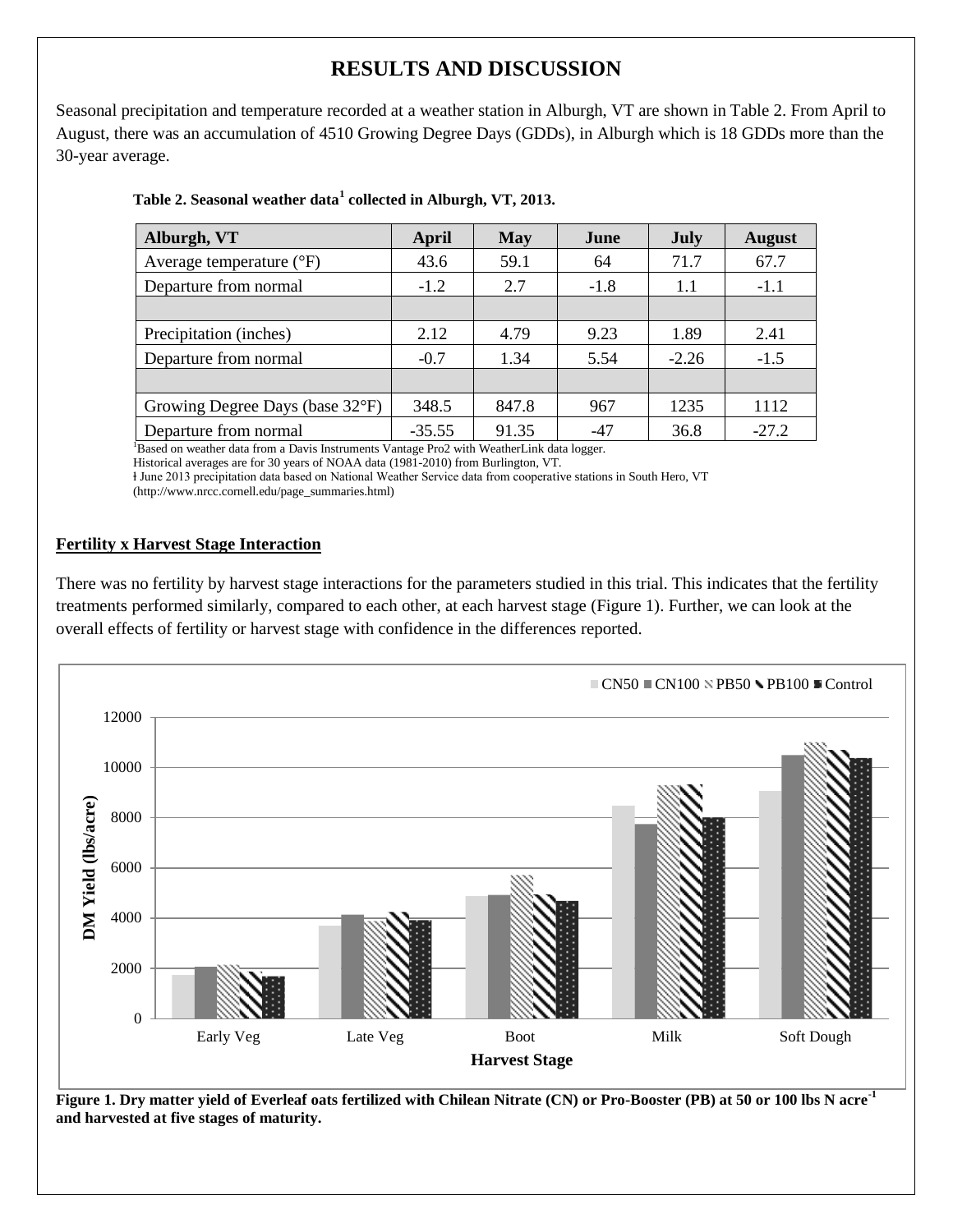# RESULTS AND DISCUSSION

Seasonal precipitation and temperature recorded at a weather station in Alburgh, VT are shown in Table 2. From April to August, there was an accumulation of 4510 Growing Degree Days (GDDs), in Alburgh which is 18 GDDs more than the 30-year average.

**Table 2. Seasonal weather data[1] collected in Alburgh, VT, 2013.**

| Alburgh, VT | April | May | June | July | August |
|---|---|---|---|---|---|
| Average temperature (°F) | 43.6 | 59.1 | 64 | 71.7 | 67.7 |
| Departure from normal | -1.2 | 2.7 | -1.8 | 1.1 | -1.1 |
| | | | | | |
| Precipitation (inches) | 2.12 | 4.79 | 9.23 | 1.89 | 2.41 |
| Departure from normal | -0.7 | 1.34 | 5.54 | -2.26 | -1.5 |
| | | | | | |
| Growing Degree Days (base 32°F) | 348.5 | 847.8 | 967 | 1235 | 1112 |
| Departure from normal | -35.55 | 91.35 | -47 | 36.8 | -27.2 |

[1]Based on weather data from a Davis Instruments Vantage Pro2 with WeatherLink data logger.
Historical averages are for 30 years of NOAA data (1981-2010) from Burlington, VT.
ł June 2013 precipitation data based on National Weather Service data from cooperative stations in South Hero, VT (http://www.nrcc.cornell.edu/page_summaries.html)

## Fertility x Harvest Stage Interaction

There was no fertility by harvest stage interactions for the parameters studied in this trial. This indicates that the fertility treatments performed similarly, compared to each other, at each harvest stage (Figure 1). Further, we can look at the overall effects of fertility or harvest stage with confidence in the differences reported.

**Figure 1. Dry matter yield of Everleaf oats fertilized with Chilean Nitrate (CN) or Pro-Booster (PB) at 50 or 100 lbs N acre$^{-1}$ and harvested at five stages of maturity.**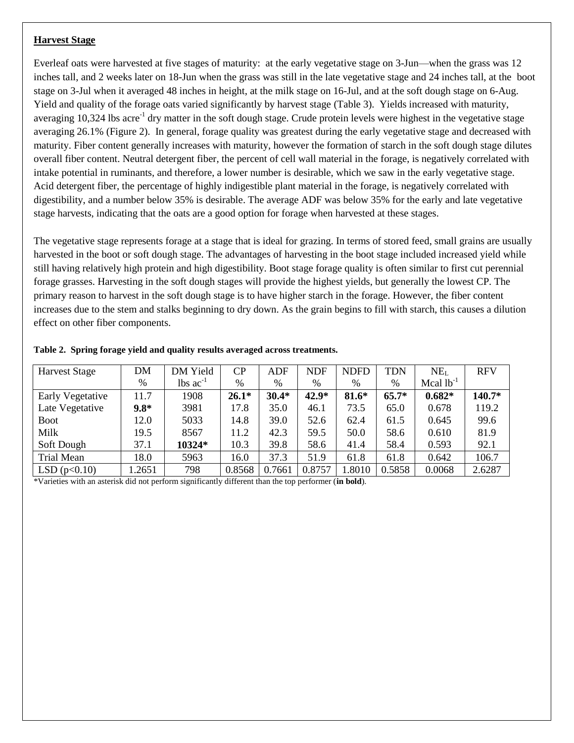**Harvest Stage**

Everleaf oats were harvested at five stages of maturity: at the early vegetative stage on 3-Jun—when the grass was 12 inches tall, and 2 weeks later on 18-Jun when the grass was still in the late vegetative stage and 24 inches tall, at the boot stage on 3-Jul when it averaged 48 inches in height, at the milk stage on 16-Jul, and at the soft dough stage on 6-Aug. Yield and quality of the forage oats varied significantly by harvest stage (Table 3). Yields increased with maturity, averaging 10,324 lbs acre$^{-1}$ dry matter in the soft dough stage. Crude protein levels were highest in the vegetative stage averaging 26.1% (Figure 2). In general, forage quality was greatest during the early vegetative stage and decreased with maturity. Fiber content generally increases with maturity, however the formation of starch in the soft dough stage dilutes overall fiber content. Neutral detergent fiber, the percent of cell wall material in the forage, is negatively correlated with intake potential in ruminants, and therefore, a lower number is desirable, which we saw in the early vegetative stage. Acid detergent fiber, the percentage of highly indigestible plant material in the forage, is negatively correlated with digestibility, and a number below 35% is desirable. The average ADF was below 35% for the early and late vegetative stage harvests, indicating that the oats are a good option for forage when harvested at these stages.

The vegetative stage represents forage at a stage that is ideal for grazing. In terms of stored feed, small grains are usually harvested in the boot or soft dough stage. The advantages of harvesting in the boot stage included increased yield while still having relatively high protein and high digestibility. Boot stage forage quality is often similar to first cut perennial forage grasses. Harvesting in the soft dough stages will provide the highest yields, but generally the lowest CP. The primary reason to harvest in the soft dough stage is to have higher starch in the forage. However, the fiber content increases due to the stem and stalks beginning to dry down. As the grain begins to fill with starch, this causes a dilution effect on other fiber components.

**Table 2. Spring forage yield and quality results averaged across treatments.**

| Harvest Stage | DM % | DM Yield lbs ac$^{-1}$ | CP % | ADF % | NDF % | NDFD % | TDN % | $NE_L$ Mcal lb$^{-1}$ | RFV |
|---|---|---|---|---|---|---|---|---|---|
| Early Vegetative | 11.7 | 1908 | **26.1*** | **30.4*** | **42.9*** | **81.6*** | **65.7*** | **0.682*** | **140.7*** |
| Late Vegetative | **9.8*** | 3981 | 17.8 | 35.0 | 46.1 | 73.5 | 65.0 | 0.678 | 119.2 |
| Boot | 12.0 | 5033 | 14.8 | 39.0 | 52.6 | 62.4 | 61.5 | 0.645 | 99.6 |
| Milk | 19.5 | 8567 | 11.2 | 42.3 | 59.5 | 50.0 | 58.6 | 0.610 | 81.9 |
| Soft Dough | 37.1 | **10324*** | 10.3 | 39.8 | 58.6 | 41.4 | 58.4 | 0.593 | 92.1 |
| Trial Mean | 18.0 | 5963 | 16.0 | 37.3 | 51.9 | 61.8 | 61.8 | 0.642 | 106.7 |
| LSD ($p<0.10$) | 1.2651 | 798 | 0.8568 | 0.7661 | 0.8757 | 1.8010 | 0.5858 | 0.0068 | 2.6287 |

*Varieties with an asterisk did not perform significantly different than the top performer (**in bold**).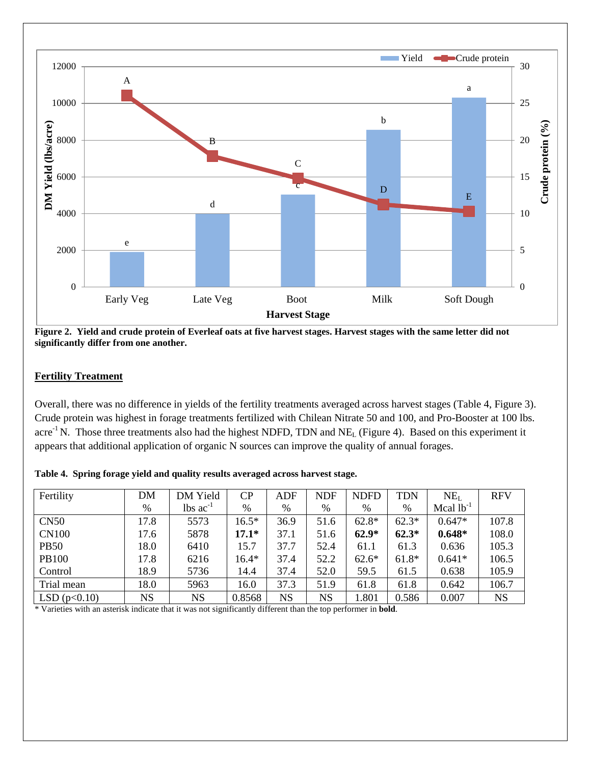**Figure 2. Yield and crude protein of Everleaf oats at five harvest stages. Harvest stages with the same letter did not significantly differ from one another.**

## Fertility Treatment

Overall, there was no difference in yields of the fertility treatments averaged across harvest stages (Table 4, Figure 3). Crude protein was highest in forage treatments fertilized with Chilean Nitrate 50 and 100, and Pro-Booster at 100 lbs. acre$^{-1}$ N. Those three treatments also had the highest NDFD, TDN and $NE_L$ (Figure 4). Based on this experiment it appears that additional application of organic N sources can improve the quality of annual forages.

**Table 4. Spring forage yield and quality results averaged across harvest stage.**

| Fertility | DM % | DM Yield lbs ac$^{-1}$ | CP % | ADF % | NDF % | NDFD % | TDN % | $NE_L$ Mcal lb$^{-1}$ | RFV |
|---|---|---|---|---|---|---|---|---|---|
| CN50 | 17.8 | 5573 | 16.5* | 36.9 | 51.6 | 62.8* | 62.3* | 0.647* | 107.8 |
| CN100 | 17.6 | 5878 | **17.1*** | 37.1 | 51.6 | **62.9*** | **62.3*** | **0.648*** | 108.0 |
| PB50 | 18.0 | 6410 | 15.7 | 37.7 | 52.4 | 61.1 | 61.3 | 0.636 | 105.3 |
| PB100 | 17.8 | 6216 | 16.4* | 37.4 | 52.2 | 62.6* | 61.8* | 0.641* | 106.5 |
| Control | 18.9 | 5736 | 14.4 | 37.4 | 52.0 | 59.5 | 61.5 | 0.638 | 105.9 |
| Trial mean | 18.0 | 5963 | 16.0 | 37.3 | 51.9 | 61.8 | 61.8 | 0.642 | 106.7 |
| LSD ($p<0.10$) | NS | NS | 0.8568 | NS | NS | 1.801 | 0.586 | 0.007 | NS |

* Varieties with an asterisk indicate that it was not significantly different than the top performer in **bold**.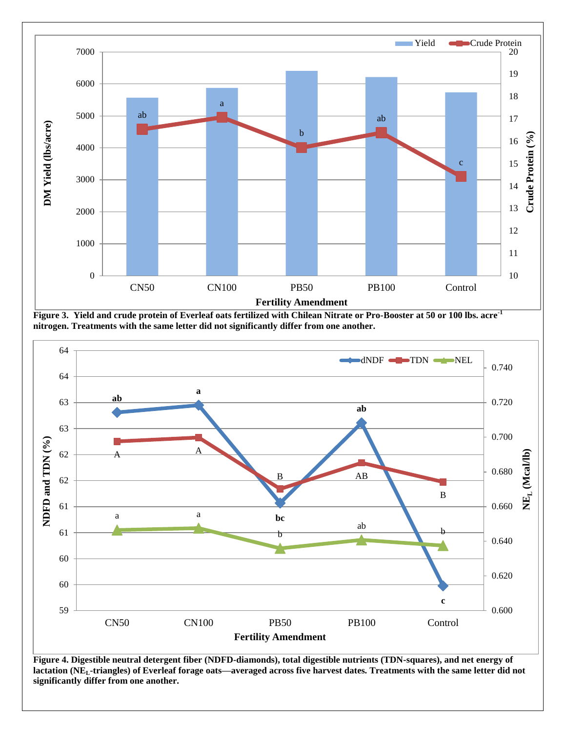**Figure 3. Yield and crude protein of Everleaf oats fertilized with Chilean Nitrate or Pro-Booster at 50 or 100 lbs. acre[-1] nitrogen. Treatments with the same letter did not significantly differ from one another.**

**Figure 4. Digestible neutral detergent fiber (NDFD-diamonds), total digestible nutrients (TDN-squares), and net energy of lactation ($NE_L$-triangles) of Everleaf forage oats—averaged across five harvest dates. Treatments with the same letter did not significantly differ from one another.**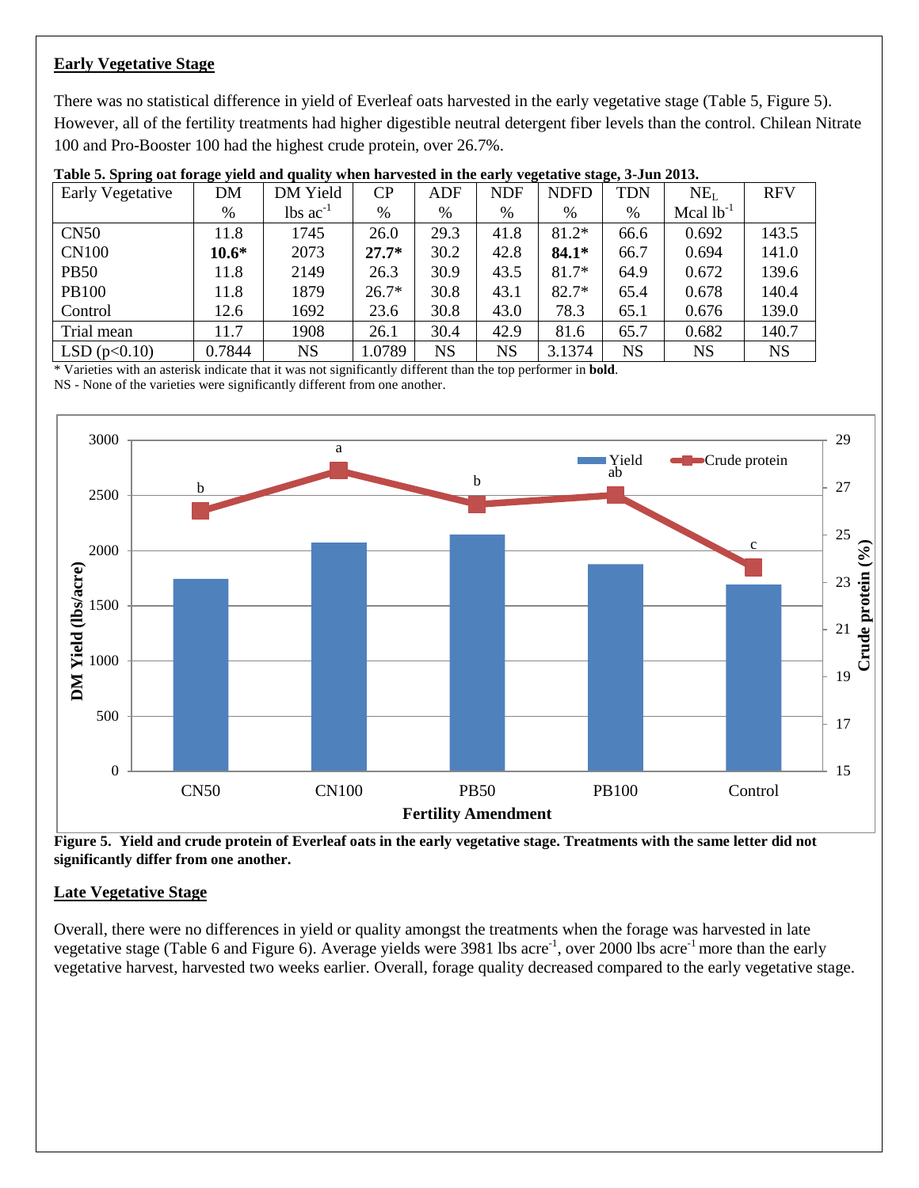## Early Vegetative Stage

There was no statistical difference in yield of Everleaf oats harvested in the early vegetative stage (Table 5, Figure 5). However, all of the fertility treatments had higher digestible neutral detergent fiber levels than the control. Chilean Nitrate 100 and Pro-Booster 100 had the highest crude protein, over 26.7%.

**Table 5. Spring oat forage yield and quality when harvested in the early vegetative stage, 3-Jun 2013.**

| Early Vegetative | DM | DM Yield | CP | ADF | NDF | NDFD | TDN | $NE_L$ | RFV |
|---|---|---|---|---|---|---|---|---|---|
| | % | lbs $ac^{-1}$ | % | % | % | % | % | Mcal $lb^{-1}$ | |
| CN50 | 11.8 | 1745 | 26.0 | 29.3 | 41.8 | 81.2* | 66.6 | 0.692 | 143.5 |
| CN100 | **10.6*** | 2073 | **27.7*** | 30.2 | 42.8 | **84.1*** | 66.7 | 0.694 | 141.0 |
| PB50 | 11.8 | 2149 | 26.3 | 30.9 | 43.5 | 81.7* | 64.9 | 0.672 | 139.6 |
| PB100 | 11.8 | 1879 | 26.7* | 30.8 | 43.1 | 82.7* | 65.4 | 0.678 | 140.4 |
| Control | 12.6 | 1692 | 23.6 | 30.8 | 43.0 | 78.3 | 65.1 | 0.676 | 139.0 |
| Trial mean | 11.7 | 1908 | 26.1 | 30.4 | 42.9 | 81.6 | 65.7 | 0.682 | 140.7 |
| LSD ($p<0.10$) | 0.7844 | NS | 1.0789 | NS | NS | 3.1374 | NS | NS | NS |

\* Varieties with an asterisk indicate that it was not significantly different than the top performer in **bold**.
NS - None of the varieties were significantly different from one another.

**Figure 5. Yield and crude protein of Everleaf oats in the early vegetative stage. Treatments with the same letter did not significantly differ from one another.**

## Late Vegetative Stage

Overall, there were no differences in yield or quality amongst the treatments when the forage was harvested in late vegetative stage (Table 6 and Figure 6). Average yields were 3981 lbs $acre^{-1}$, over 2000 lbs $acre^{-1}$ more than the early vegetative harvest, harvested two weeks earlier. Overall, forage quality decreased compared to the early vegetative stage.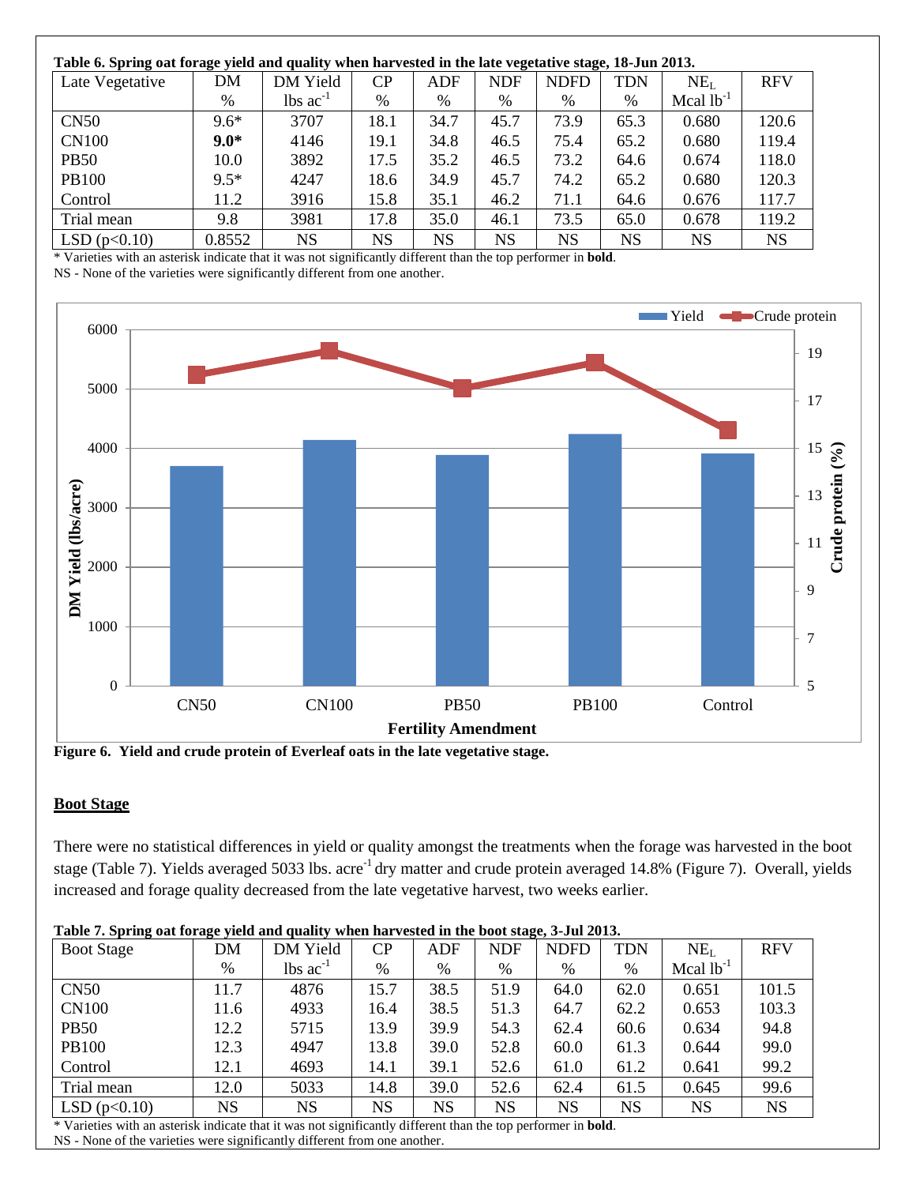**Table 6. Spring oat forage yield and quality when harvested in the late vegetative stage, 18-Jun 2013.**

| Late Vegetative | DM | DM Yield | CP | ADF | NDF | NDFD | TDN | $NE_L$ | RFV |
|---|---|---|---|---|---|---|---|---|---|
| | % | lbs $ac^{-1}$ | % | % | % | % | % | Mcal $lb^{-1}$ | |
| CN50 | 9.6* | 3707 | 18.1 | 34.7 | 45.7 | 73.9 | 65.3 | 0.680 | 120.6 |
| CN100 | **9.0*** | 4146 | 19.1 | 34.8 | 46.5 | 75.4 | 65.2 | 0.680 | 119.4 |
| PB50 | 10.0 | 3892 | 17.5 | 35.2 | 46.5 | 73.2 | 64.6 | 0.674 | 118.0 |
| PB100 | 9.5* | 4247 | 18.6 | 34.9 | 45.7 | 74.2 | 65.2 | 0.680 | 120.3 |
| Control | 11.2 | 3916 | 15.8 | 35.1 | 46.2 | 71.1 | 64.6 | 0.676 | 117.7 |
| Trial mean | 9.8 | 3981 | 17.8 | 35.0 | 46.1 | 73.5 | 65.0 | 0.678 | 119.2 |
| LSD (p<0.10) | 0.8552 | NS | NS | NS | NS | NS | NS | NS | NS |

* Varieties with an asterisk indicate that it was not significantly different than the top performer in **bold**.
NS - None of the varieties were significantly different from one another.

**Figure 6. Yield and crude protein of Everleaf oats in the late vegetative stage.**

## Boot Stage

There were no statistical differences in yield or quality amongst the treatments when the forage was harvested in the boot stage (Table 7). Yields averaged 5033 lbs. $acre^{-1}$ dry matter and crude protein averaged 14.8% (Figure 7). Overall, yields increased and forage quality decreased from the late vegetative harvest, two weeks earlier.

**Table 7. Spring oat forage yield and quality when harvested in the boot stage, 3-Jul 2013.**

| Boot Stage | DM | DM Yield | CP | ADF | NDF | NDFD | TDN | $NE_L$ | RFV |
|---|---|---|---|---|---|---|---|---|---|
| | % | lbs $ac^{-1}$ | % | % | % | % | % | Mcal $lb^{-1}$ | |
| CN50 | 11.7 | 4876 | 15.7 | 38.5 | 51.9 | 64.0 | 62.0 | 0.651 | 101.5 |
| CN100 | 11.6 | 4933 | 16.4 | 38.5 | 51.3 | 64.7 | 62.2 | 0.653 | 103.3 |
| PB50 | 12.2 | 5715 | 13.9 | 39.9 | 54.3 | 62.4 | 60.6 | 0.634 | 94.8 |
| PB100 | 12.3 | 4947 | 13.8 | 39.0 | 52.8 | 60.0 | 61.3 | 0.644 | 99.0 |
| Control | 12.1 | 4693 | 14.1 | 39.1 | 52.6 | 61.0 | 61.2 | 0.641 | 99.2 |
| Trial mean | 12.0 | 5033 | 14.8 | 39.0 | 52.6 | 62.4 | 61.5 | 0.645 | 99.6 |
| LSD (p<0.10) | NS | NS | NS | NS | NS | NS | NS | NS | NS |

* Varieties with an asterisk indicate that it was not significantly different than the top performer in **bold**.
NS - None of the varieties were significantly different from one another.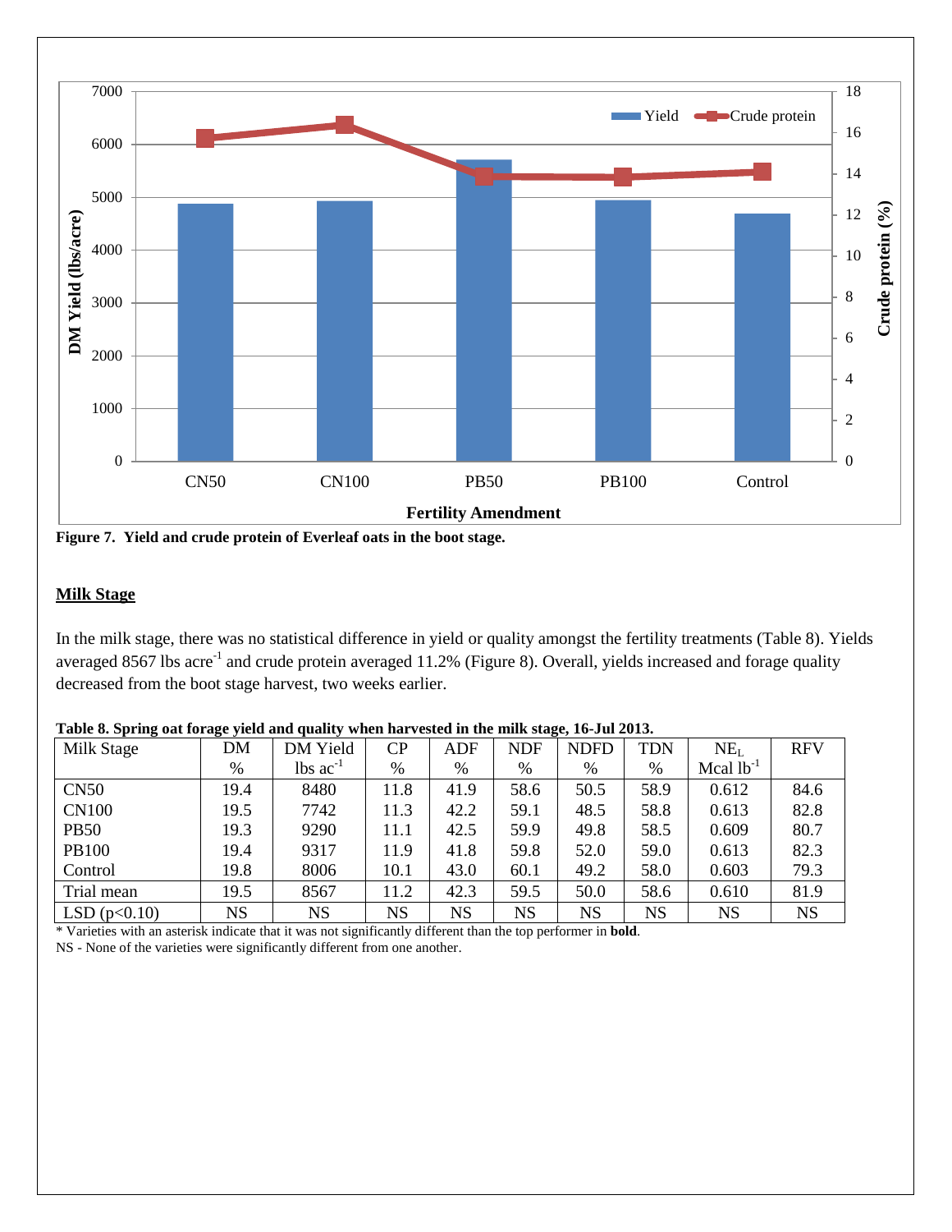**Figure 7. Yield and crude protein of Everleaf oats in the boot stage.**

## Milk Stage

In the milk stage, there was no statistical difference in yield or quality amongst the fertility treatments (Table 8). Yields averaged 8567 lbs acre$^{-1}$ and crude protein averaged 11.2% (Figure 8). Overall, yields increased and forage quality decreased from the boot stage harvest, two weeks earlier.

**Table 8. Spring oat forage yield and quality when harvested in the milk stage, 16-Jul 2013.**

| Milk Stage | DM % | DM Yield lbs ac$^{-1}$ | CP % | ADF % | NDF % | NDFD % | TDN % | $NE_L$ Mcal lb$^{-1}$ | RFV |
|---|---|---|---|---|---|---|---|---|---|
| CN50 | 19.4 | 8480 | 11.8 | 41.9 | 58.6 | 50.5 | 58.9 | 0.612 | 84.6 |
| CN100 | 19.5 | 7742 | 11.3 | 42.2 | 59.1 | 48.5 | 58.8 | 0.613 | 82.8 |
| PB50 | 19.3 | 9290 | 11.1 | 42.5 | 59.9 | 49.8 | 58.5 | 0.609 | 80.7 |
| PB100 | 19.4 | 9317 | 11.9 | 41.8 | 59.8 | 52.0 | 59.0 | 0.613 | 82.3 |
| Control | 19.8 | 8006 | 10.1 | 43.0 | 60.1 | 49.2 | 58.0 | 0.603 | 79.3 |
| Trial mean | 19.5 | 8567 | 11.2 | 42.3 | 59.5 | 50.0 | 58.6 | 0.610 | 81.9 |
| LSD ($p<0.10$) | NS | NS | NS | NS | NS | NS | NS | NS | NS |

* Varieties with an asterisk indicate that it was not significantly different than the top performer in **bold**.
NS - None of the varieties were significantly different from one another.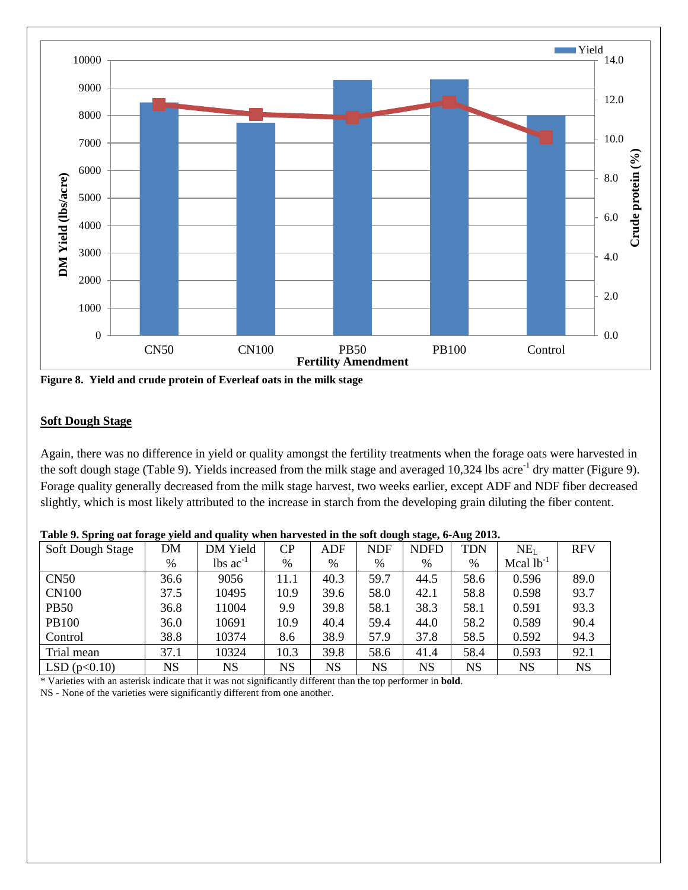Figure 8. Yield and crude protein of Everleaf oats in the milk stage

## Soft Dough Stage

Again, there was no difference in yield or quality amongst the fertility treatments when the forage oats were harvested in the soft dough stage (Table 9). Yields increased from the milk stage and averaged 10,324 lbs acre$^{-1}$ dry matter (Figure 9). Forage quality generally decreased from the milk stage harvest, two weeks earlier, except ADF and NDF fiber decreased slightly, which is most likely attributed to the increase in starch from the developing grain diluting the fiber content.

**Table 9. Spring oat forage yield and quality when harvested in the soft dough stage, 6-Aug 2013.**

| Soft Dough Stage | DM<br>% | DM Yield<br>lbs ac$^{-1}$ | CP<br>% | ADF<br>% | NDF<br>% | NDFD<br>% | TDN<br>% | $NE_L$<br>Mcal lb$^{-1}$ | RFV |
|---|---|---|---|---|---|---|---|---|---|
| CN50 | 36.6 | 9056 | 11.1 | 40.3 | 59.7 | 44.5 | 58.6 | 0.596 | 89.0 |
| CN100 | 37.5 | 10495 | 10.9 | 39.6 | 58.0 | 42.1 | 58.8 | 0.598 | 93.7 |
| PB50 | 36.8 | 11004 | 9.9 | 39.8 | 58.1 | 38.3 | 58.1 | 0.591 | 93.3 |
| PB100 | 36.0 | 10691 | 10.9 | 40.4 | 59.4 | 44.0 | 58.2 | 0.589 | 90.4 |
| Control | 38.8 | 10374 | 8.6 | 38.9 | 57.9 | 37.8 | 58.5 | 0.592 | 94.3 |
| Trial mean | 37.1 | 10324 | 10.3 | 39.8 | 58.6 | 41.4 | 58.4 | 0.593 | 92.1 |
| LSD ($p$<0.10) | NS | NS | NS | NS | NS | NS | NS | NS | NS |

* Varieties with an asterisk indicate that it was not significantly different than the top performer in **bold**.
NS - None of the varieties were significantly different from one another.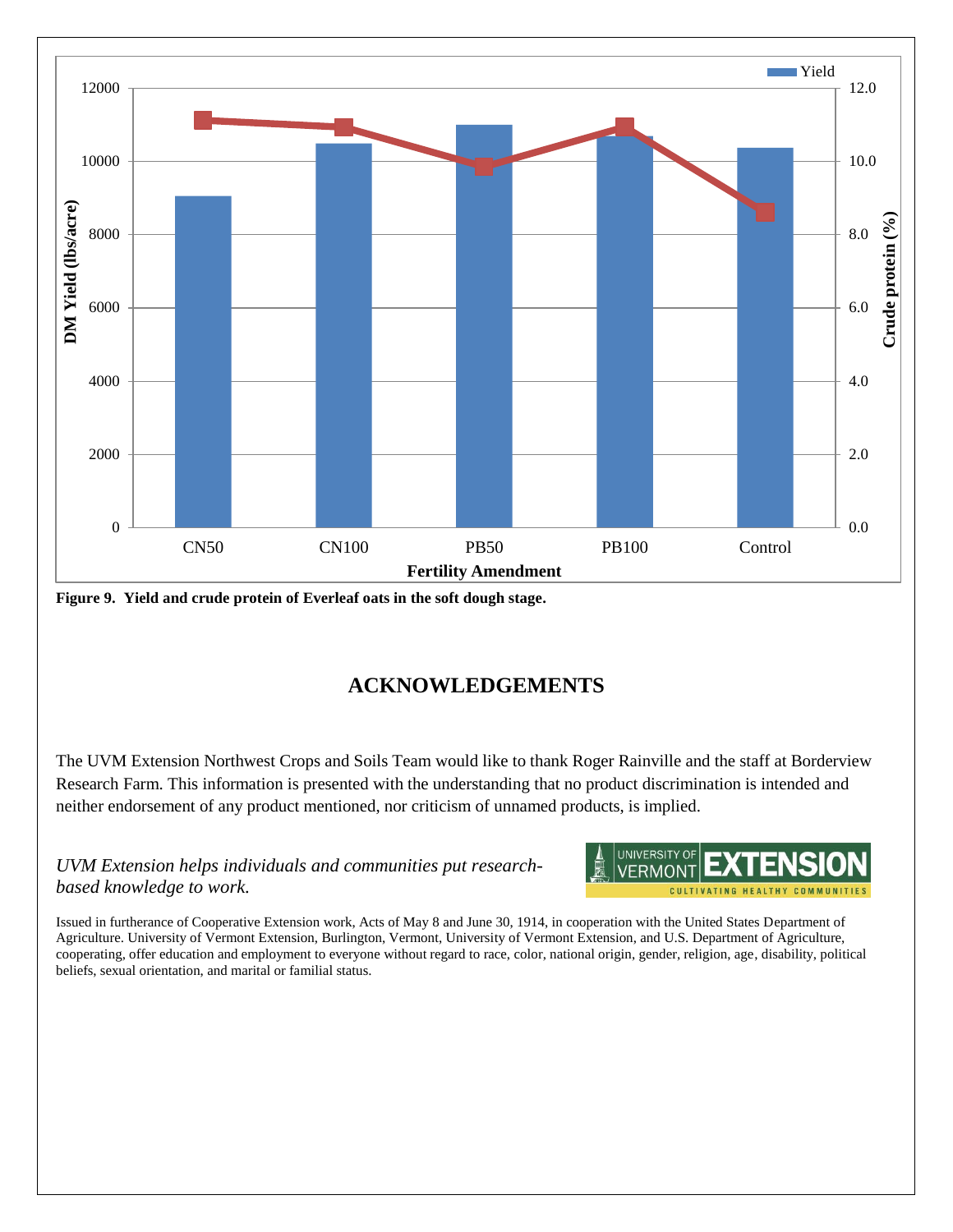Yield

12000
10000
8000
6000
4000
2000
0

DM Yield (lbs/acre)

12.0
10.0
8.0
6.0
4.0
2.0
0.0

Crude protein (%)

CN50
CN100
PB50
PB100
Control

Fertility Amendment

**Figure 9. Yield and crude protein of Everleaf oats in the soft dough stage.**

## ACKNOWLEDGEMENTS

The UVM Extension Northwest Crops and Soils Team would like to thank Roger Rainville and the staff at Borderview Research Farm. This information is presented with the understanding that no product discrimination is intended and neither endorsement of any product mentioned, nor criticism of unnamed products, is implied.

*UVM Extension helps individuals and communities put research-based knowledge to work.*

UNIVERSITY OF VERMONT EXTENSION
CULTIVATING HEALTHY COMMUNITIES

Issued in furtherance of Cooperative Extension work, Acts of May 8 and June 30, 1914, in cooperation with the United States Department of Agriculture. University of Vermont Extension, Burlington, Vermont, University of Vermont Extension, and U.S. Department of Agriculture, cooperating, offer education and employment to everyone without regard to race, color, national origin, gender, religion, age, disability, political beliefs, sexual orientation, and marital or familial status.